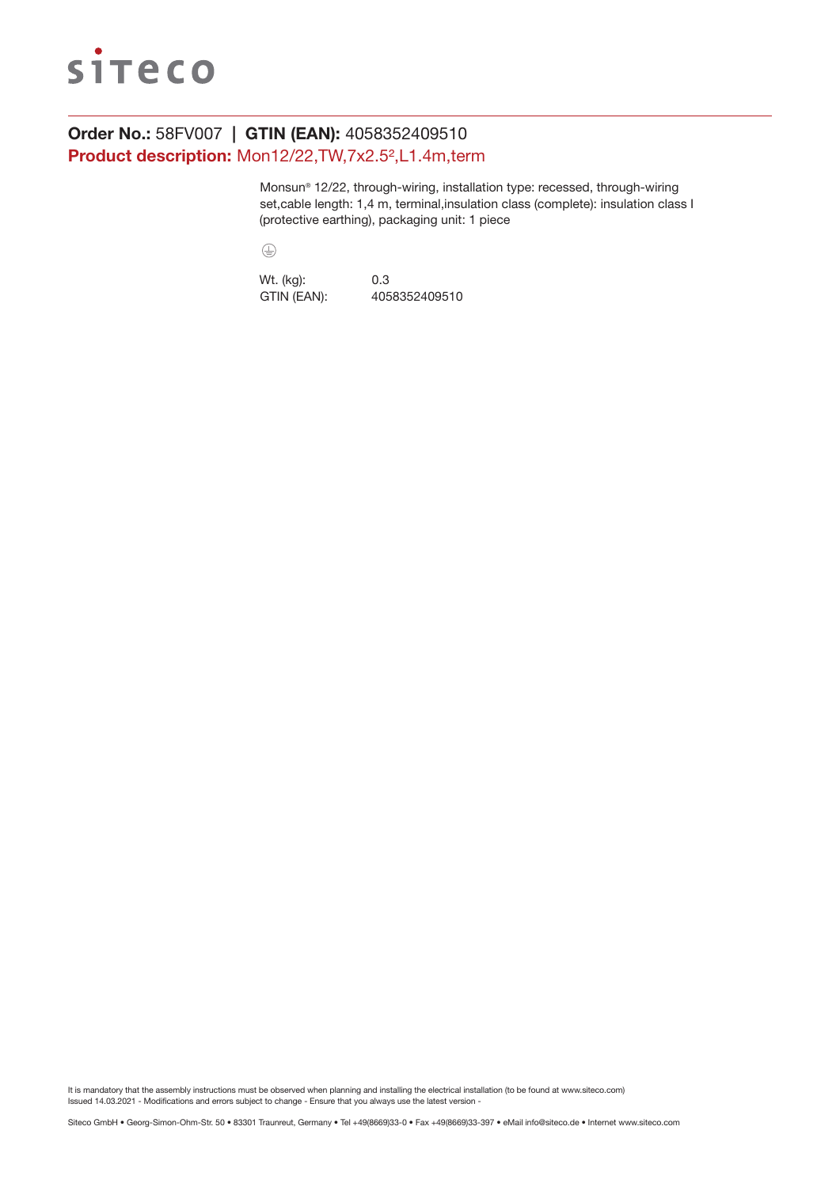siteco

**Order No.:** 58FV007 | **GTIN (EAN):** 4058352409510

**Product description:** Mon12/22,TW,7x2.5²,L1.4m,term

Monsun® 12/22, through-wiring, installation type: recessed, through-wiring set,cable length: 1,4 m, terminal,insulation class (complete): insulation class I (protective earthing), packaging unit: 1 piece

⏚

| | |
|---|---|
| Wt. (kg): | 0.3 |
| GTIN (EAN): | 4058352409510 |

It is mandatory that the assembly instructions must be observed when planning and installing the electrical installation (to be found at www.siteco.com)
Issued 14.03.2021 - Modifications and errors subject to change - Ensure that you always use the latest version -

Siteco GmbH • Georg-Simon-Ohm-Str. 50 • 83301 Traunreut, Germany • Tel +49(8669)33-0 • Fax +49(8669)33-397 • eMail info@siteco.de • Internet www.siteco.com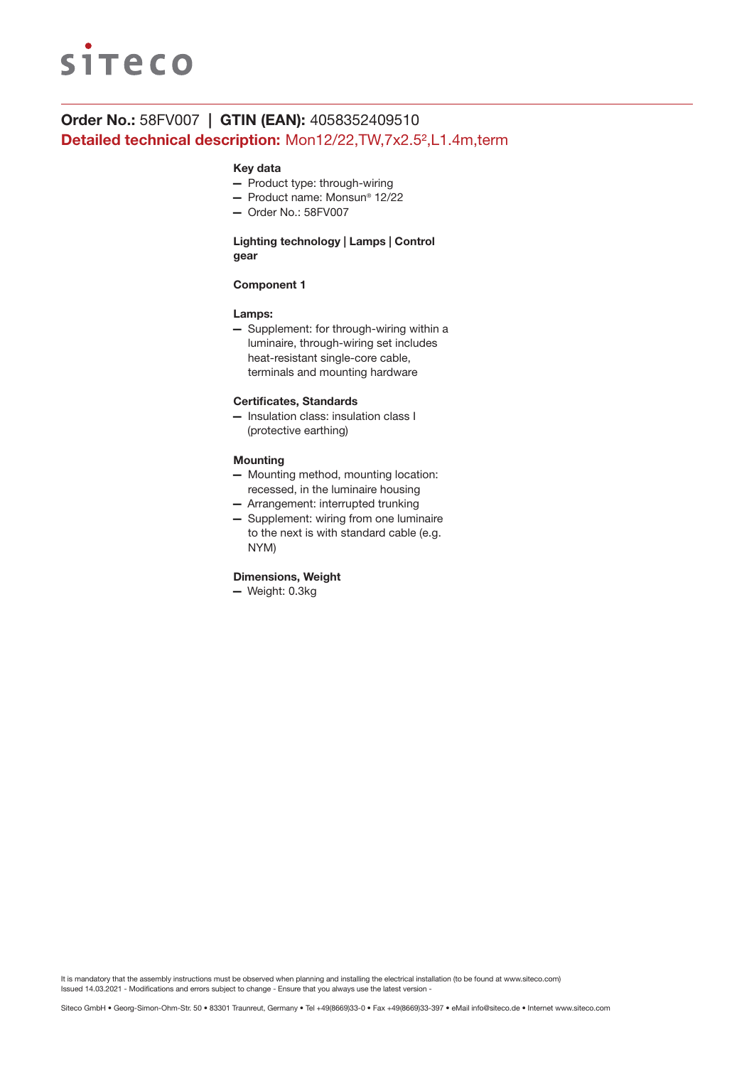siteco

**Order No.:** 58FV007 | **GTIN (EAN):** 4058352409510
**Detailed technical description:** Mon12/22,TW,7x2.5²,L1.4m,term

### Key data

- Product type: through-wiring
- Product name: Monsun® 12/22
- Order No.: 58FV007

### Lighting technology | Lamps | Control gear

**Component 1**

**Lamps:**

- Supplement: for through-wiring within a luminaire, through-wiring set includes heat-resistant single-core cable, terminals and mounting hardware

### Certificates, Standards

- Insulation class: insulation class I (protective earthing)

### Mounting

- Mounting method, mounting location: recessed, in the luminaire housing
- Arrangement: interrupted trunking
- Supplement: wiring from one luminaire to the next is with standard cable (e.g. NYM)

### Dimensions, Weight

- Weight: 0.3kg

It is mandatory that the assembly instructions must be observed when planning and installing the electrical installation (to be found at www.siteco.com)
Issued 14.03.2021 - Modifications and errors subject to change - Ensure that you always use the latest version -

Siteco GmbH • Georg-Simon-Ohm-Str. 50 • 83301 Traunreut, Germany • Tel +49(8669)33-0 • Fax +49(8669)33-397 • eMail info@siteco.de • Internet www.siteco.com